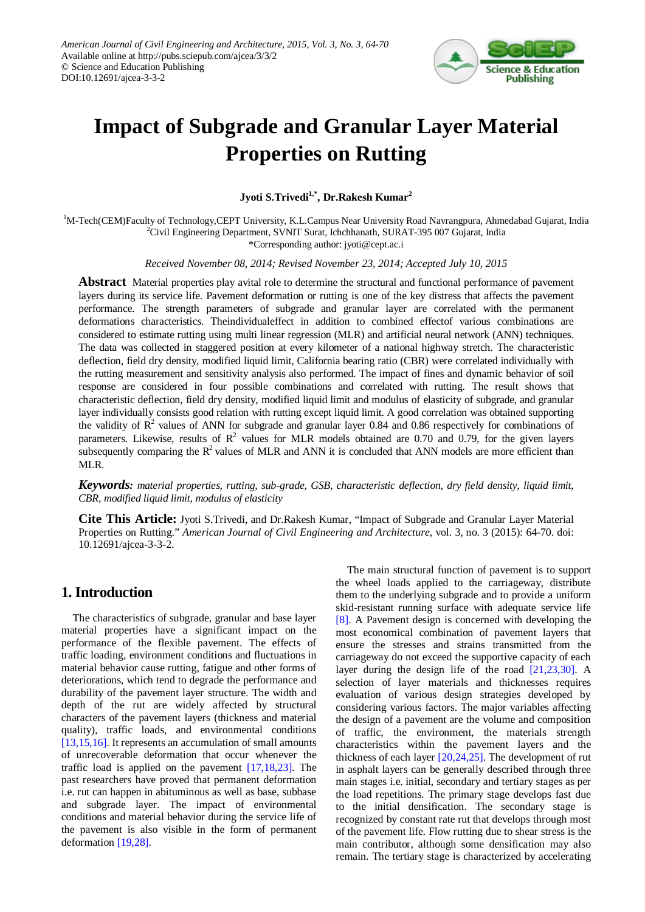# Impact of Subgrade and Granular Layer Material Properties on Rutting

**Jyoti S.Trivedi[1,*], Dr.Rakesh Kumar[2]**

[1]M-Tech(CEM)Faculty of Technology,CEPT University, K.L.Campus Near University Road Navrangpura, Ahmedabad Gujarat, India
[2]Civil Engineering Department, SVNIT Surat, Ichchhanath, SURAT-395 007 Gujarat, India
*Corresponding author: jyoti@cept.ac.i

*Received November 08, 2014; Revised November 23, 2014; Accepted July 10, 2015*

**Abstract** Material properties play avital role to determine the structural and functional performance of pavement layers during its service life. Pavement deformation or rutting is one of the key distress that affects the pavement performance. The strength parameters of subgrade and granular layer are correlated with the permanent deformations characteristics. Theindividualeffect in addition to combined effectof various combinations are considered to estimate rutting using multi linear regression (MLR) and artificial neural network (ANN) techniques. The data was collected in staggered position at every kilometer of a national highway stretch. The characteristic deflection, field dry density, modified liquid limit, California bearing ratio (CBR) were correlated individually with the rutting measurement and sensitivity analysis also performed. The impact of fines and dynamic behavior of soil response are considered in four possible combinations and correlated with rutting. The result shows that characteristic deflection, field dry density, modified liquid limit and modulus of elasticity of subgrade, and granular layer individually consists good relation with rutting except liquid limit. A good correlation was obtained supporting the validity of $R^2$ values of ANN for subgrade and granular layer 0.84 and 0.86 respectively for combinations of parameters. Likewise, results of $R^2$ values for MLR models obtained are 0.70 and 0.79, for the given layers subsequently comparing the $R^2$ values of MLR and ANN it is concluded that ANN models are more efficient than MLR.

***Keywords:*** *material properties, rutting, sub-grade, GSB, characteristic deflection, dry field density, liquid limit, CBR, modified liquid limit, modulus of elasticity*

**Cite This Article:** Jyoti S.Trivedi, and Dr.Rakesh Kumar, "Impact of Subgrade and Granular Layer Material Properties on Rutting." *American Journal of Civil Engineering and Architecture*, vol. 3, no. 3 (2015): 64-70. doi: 10.12691/ajcea-3-3-2.

## 1. Introduction

The characteristics of subgrade, granular and base layer material properties have a significant impact on the performance of the flexible pavement. The effects of traffic loading, environment conditions and fluctuations in material behavior cause rutting, fatigue and other forms of deteriorations, which tend to degrade the performance and durability of the pavement layer structure. The width and depth of the rut are widely affected by structural characters of the pavement layers (thickness and material quality), traffic loads, and environmental conditions [13,15,16]. It represents an accumulation of small amounts of unrecoverable deformation that occur whenever the traffic load is applied on the pavement [17,18,23]. The past researchers have proved that permanent deformation i.e. rut can happen in abituminous as well as base, subbase and subgrade layer. The impact of environmental conditions and material behavior during the service life of the pavement is also visible in the form of permanent deformation [19,28].

The main structural function of pavement is to support the wheel loads applied to the carriageway, distribute them to the underlying subgrade and to provide a uniform skid-resistant running surface with adequate service life [8]. A Pavement design is concerned with developing the most economical combination of pavement layers that ensure the stresses and strains transmitted from the carriageway do not exceed the supportive capacity of each layer during the design life of the road [21,23,30]. A selection of layer materials and thicknesses requires evaluation of various design strategies developed by considering various factors. The major variables affecting the design of a pavement are the volume and composition of traffic, the environment, the materials strength characteristics within the pavement layers and the thickness of each layer [20,24,25]. The development of rut in asphalt layers can be generally described through three main stages i.e. initial, secondary and tertiary stages as per the load repetitions. The primary stage develops fast due to the initial densification. The secondary stage is recognized by constant rate rut that develops through most of the pavement life. Flow rutting due to shear stress is the main contributor, although some densification may also remain. The tertiary stage is characterized by accelerating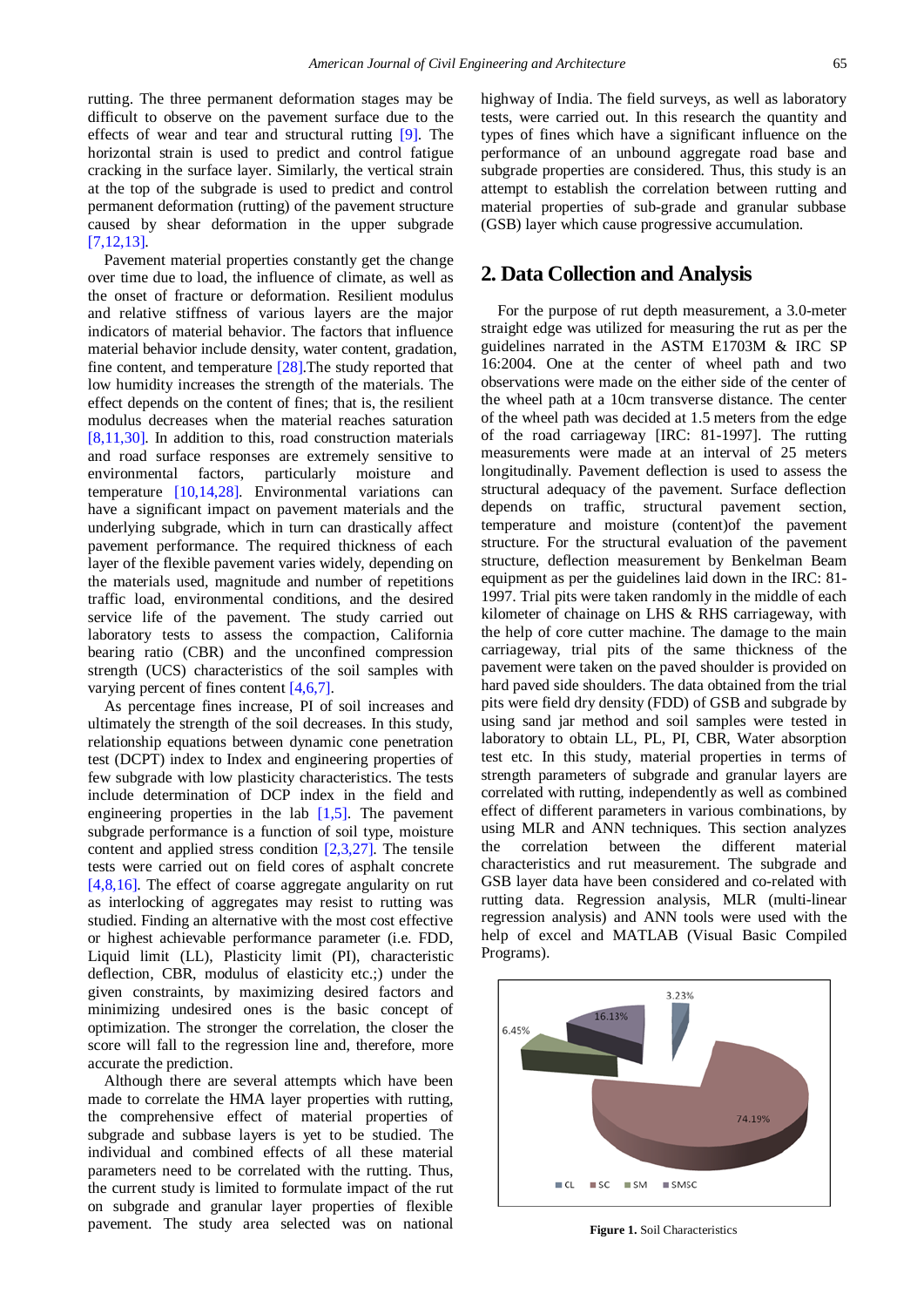rutting. The three permanent deformation stages may be difficult to observe on the pavement surface due to the effects of wear and tear and structural rutting [9]. The horizontal strain is used to predict and control fatigue cracking in the surface layer. Similarly, the vertical strain at the top of the subgrade is used to predict and control permanent deformation (rutting) of the pavement structure caused by shear deformation in the upper subgrade [7,12,13].

Pavement material properties constantly get the change over time due to load, the influence of climate, as well as the onset of fracture or deformation. Resilient modulus and relative stiffness of various layers are the major indicators of material behavior. The factors that influence material behavior include density, water content, gradation, fine content, and temperature [28].The study reported that low humidity increases the strength of the materials. The effect depends on the content of fines; that is, the resilient modulus decreases when the material reaches saturation [8,11,30]. In addition to this, road construction materials and road surface responses are extremely sensitive to environmental factors, particularly moisture and temperature [10,14,28]. Environmental variations can have a significant impact on pavement materials and the underlying subgrade, which in turn can drastically affect pavement performance. The required thickness of each layer of the flexible pavement varies widely, depending on the materials used, magnitude and number of repetitions traffic load, environmental conditions, and the desired service life of the pavement. The study carried out laboratory tests to assess the compaction, California bearing ratio (CBR) and the unconfined compression strength (UCS) characteristics of the soil samples with varying percent of fines content [4,6,7].

As percentage fines increase, PI of soil increases and ultimately the strength of the soil decreases. In this study, relationship equations between dynamic cone penetration test (DCPT) index to Index and engineering properties of few subgrade with low plasticity characteristics. The tests include determination of DCP index in the field and engineering properties in the lab [1,5]. The pavement subgrade performance is a function of soil type, moisture content and applied stress condition [2,3,27]. The tensile tests were carried out on field cores of asphalt concrete [4,8,16]. The effect of coarse aggregate angularity on rut as interlocking of aggregates may resist to rutting was studied. Finding an alternative with the most cost effective or highest achievable performance parameter (i.e. FDD, Liquid limit (LL), Plasticity limit (PI), characteristic deflection, CBR, modulus of elasticity etc.;) under the given constraints, by maximizing desired factors and minimizing undesired ones is the basic concept of optimization. The stronger the correlation, the closer the score will fall to the regression line and, therefore, more accurate the prediction.

Although there are several attempts which have been made to correlate the HMA layer properties with rutting, the comprehensive effect of material properties of subgrade and subbase layers is yet to be studied. The individual and combined effects of all these material parameters need to be correlated with the rutting. Thus, the current study is limited to formulate impact of the rut on subgrade and granular layer properties of flexible pavement. The study area selected was on national highway of India. The field surveys, as well as laboratory tests, were carried out. In this research the quantity and types of fines which have a significant influence on the performance of an unbound aggregate road base and subgrade properties are considered. Thus, this study is an attempt to establish the correlation between rutting and material properties of sub-grade and granular subbase (GSB) layer which cause progressive accumulation.

## 2. Data Collection and Analysis

For the purpose of rut depth measurement, a 3.0-meter straight edge was utilized for measuring the rut as per the guidelines narrated in the ASTM E1703M & IRC SP 16:2004. One at the center of wheel path and two observations were made on the either side of the center of the wheel path at a 10cm transverse distance. The center of the wheel path was decided at 1.5 meters from the edge of the road carriageway [IRC: 81-1997]. The rutting measurements were made at an interval of 25 meters longitudinally. Pavement deflection is used to assess the structural adequacy of the pavement. Surface deflection depends on traffic, structural pavement section, temperature and moisture (content)of the pavement structure. For the structural evaluation of the pavement structure, deflection measurement by Benkelman Beam equipment as per the guidelines laid down in the IRC: 81-1997. Trial pits were taken randomly in the middle of each kilometer of chainage on LHS & RHS carriageway, with the help of core cutter machine. The damage to the main carriageway, trial pits of the same thickness of the pavement were taken on the paved shoulder is provided on hard paved side shoulders. The data obtained from the trial pits were field dry density (FDD) of GSB and subgrade by using sand jar method and soil samples were tested in laboratory to obtain LL, PL, PI, CBR, Water absorption test etc. In this study, material properties in terms of strength parameters of subgrade and granular layers are correlated with rutting, independently as well as combined effect of different parameters in various combinations, by using MLR and ANN techniques. This section analyzes the correlation between the different material characteristics and rut measurement. The subgrade and GSB layer data have been considered and co-related with rutting data. Regression analysis, MLR (multi-linear regression analysis) and ANN tools were used with the help of excel and MATLAB (Visual Basic Compiled Programs).

**Figure 1.** Soil Characteristics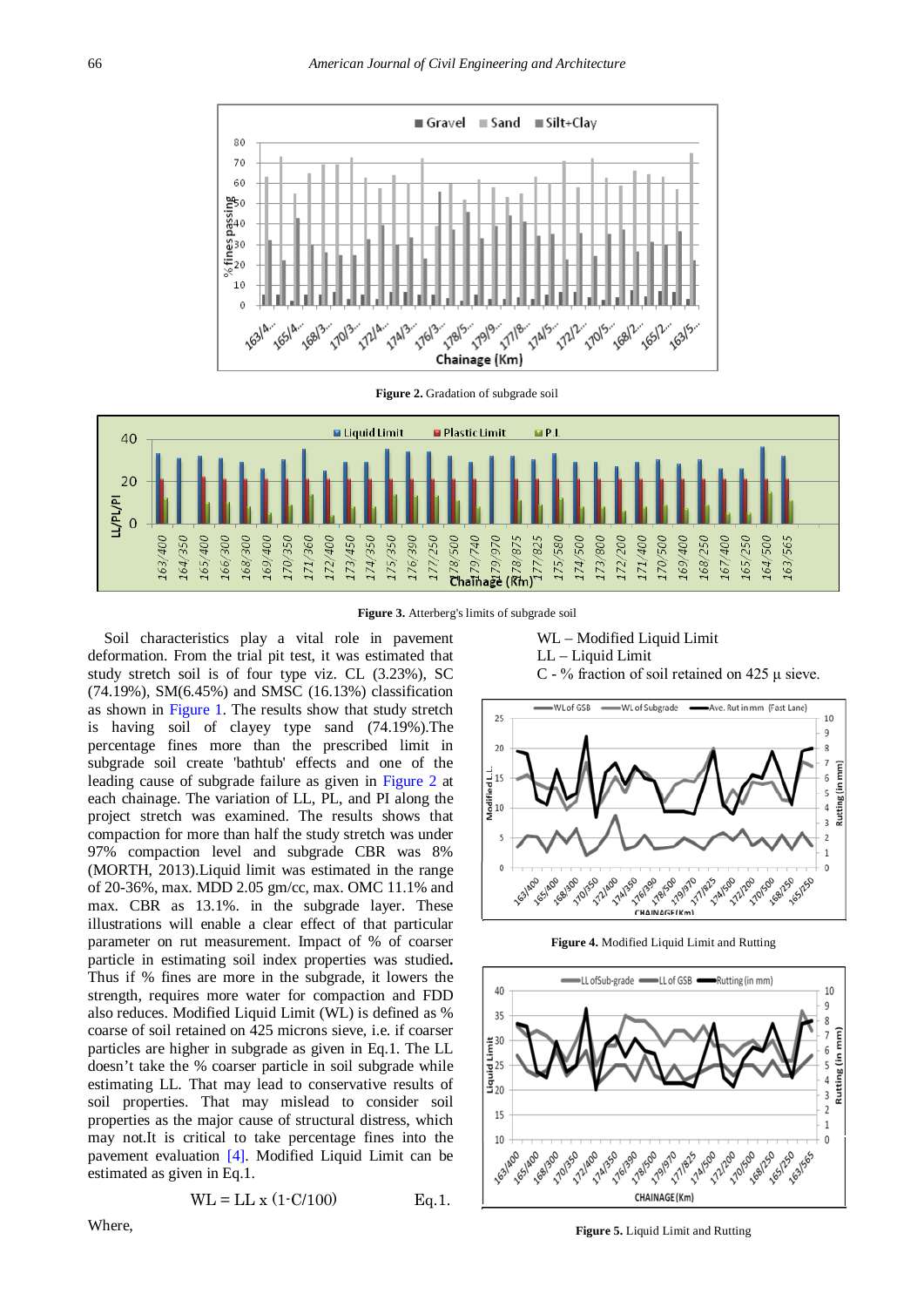Figure 2. Gradation of subgrade soil

Figure 3. Atterberg's limits of subgrade soil

Soil characteristics play a vital role in pavement deformation. From the trial pit test, it was estimated that study stretch soil is of four type viz. CL (3.23%), SC (74.19%), SM(6.45%) and SMSC (16.13%) classification as shown in Figure 1. The results show that study stretch is having soil of clayey type sand (74.19%).The percentage fines more than the prescribed limit in subgrade soil create 'bathtub' effects and one of the leading cause of subgrade failure as given in Figure 2 at each chainage. The variation of LL, PL, and PI along the project stretch was examined. The results shows that compaction for more than half the study stretch was under 97% compaction level and subgrade CBR was 8% (MORTH, 2013).Liquid limit was estimated in the range of 20-36%, max. MDD 2.05 gm/cc, max. OMC 11.1% and max. CBR as 13.1%. in the subgrade layer. These illustrations will enable a clear effect of that particular parameter on rut measurement. Impact of % of coarser particle in estimating soil index properties was studied**.** Thus if % fines are more in the subgrade, it lowers the strength, requires more water for compaction and FDD also reduces. Modified Liquid Limit (WL) is defined as % coarse of soil retained on 425 microns sieve, i.e. if coarser particles are higher in subgrade as given in Eq.1. The LL doesn't take the % coarser particle in soil subgrade while estimating LL. That may lead to conservative results of soil properties. That may mislead to consider soil properties as the major cause of structural distress, which may not.It is critical to take percentage fines into the pavement evaluation [4]. Modified Liquid Limit can be estimated as given in Eq.1.

$$WL = LL \times (1 - C/100) \qquad \text{Eq.1.}$$

Where,

WL – Modified Liquid Limit

LL – Liquid Limit

C - % fraction of soil retained on 425 µ sieve.

Figure 4. Modified Liquid Limit and Rutting

Figure 5. Liquid Limit and Rutting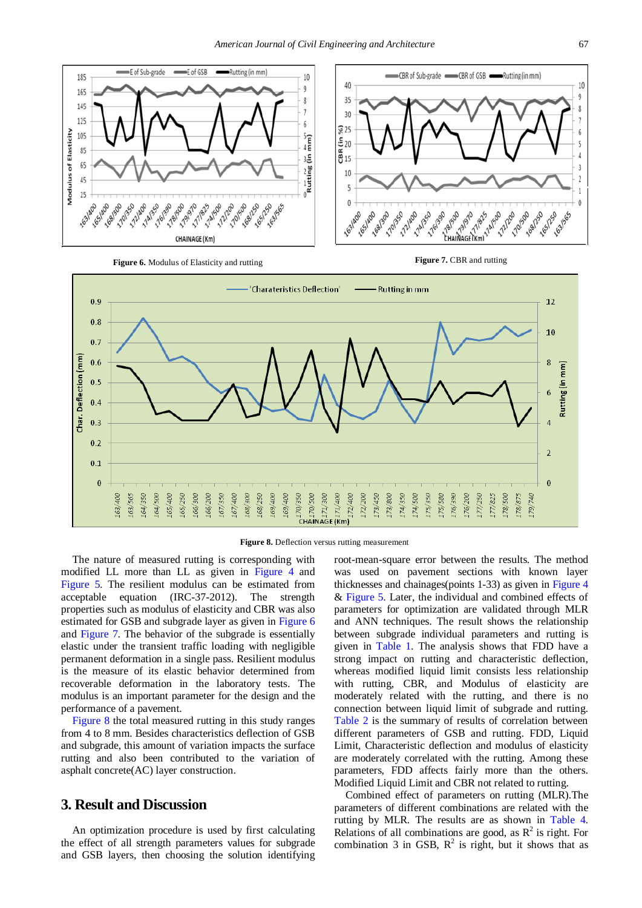**Figure 6.** Modulus of Elasticity and rutting

**Figure 7.** CBR and rutting

**Figure 8.** Deflection versus rutting measurement

The nature of measured rutting is corresponding with modified LL more than LL as given in Figure 4 and Figure 5. The resilient modulus can be estimated from acceptable equation (IRC-37-2012). The strength properties such as modulus of elasticity and CBR was also estimated for GSB and subgrade layer as given in Figure 6 and Figure 7. The behavior of the subgrade is essentially elastic under the transient traffic loading with negligible permanent deformation in a single pass. Resilient modulus is the measure of its elastic behavior determined from recoverable deformation in the laboratory tests. The modulus is an important parameter for the design and the performance of a pavement.

Figure 8 the total measured rutting in this study ranges from 4 to 8 mm. Besides characteristics deflection of GSB and subgrade, this amount of variation impacts the surface rutting and also been contributed to the variation of asphalt concrete(AC) layer construction.

## 3. Result and Discussion

An optimization procedure is used by first calculating the effect of all strength parameters values for subgrade and GSB layers, then choosing the solution identifying root-mean-square error between the results. The method was used on pavement sections with known layer thicknesses and chainages(points 1-33) as given in Figure 4 & Figure 5. Later, the individual and combined effects of parameters for optimization are validated through MLR and ANN techniques. The result shows the relationship between subgrade individual parameters and rutting is given in Table 1. The analysis shows that FDD have a strong impact on rutting and characteristic deflection, whereas modified liquid limit consists less relationship with rutting, CBR, and Modulus of elasticity are moderately related with the rutting, and there is no connection between liquid limit of subgrade and rutting. Table 2 is the summary of results of correlation between different parameters of GSB and rutting. FDD, Liquid Limit, Characteristic deflection and modulus of elasticity are moderately correlated with the rutting. Among these parameters, FDD affects fairly more than the others. Modified Liquid Limit and CBR not related to rutting.

Combined effect of parameters on rutting (MLR).The parameters of different combinations are related with the rutting by MLR. The results are as shown in Table 4. Relations of all combinations are good, as $R^2$ is right. For combination 3 in GSB, $R^2$ is right, but it shows that as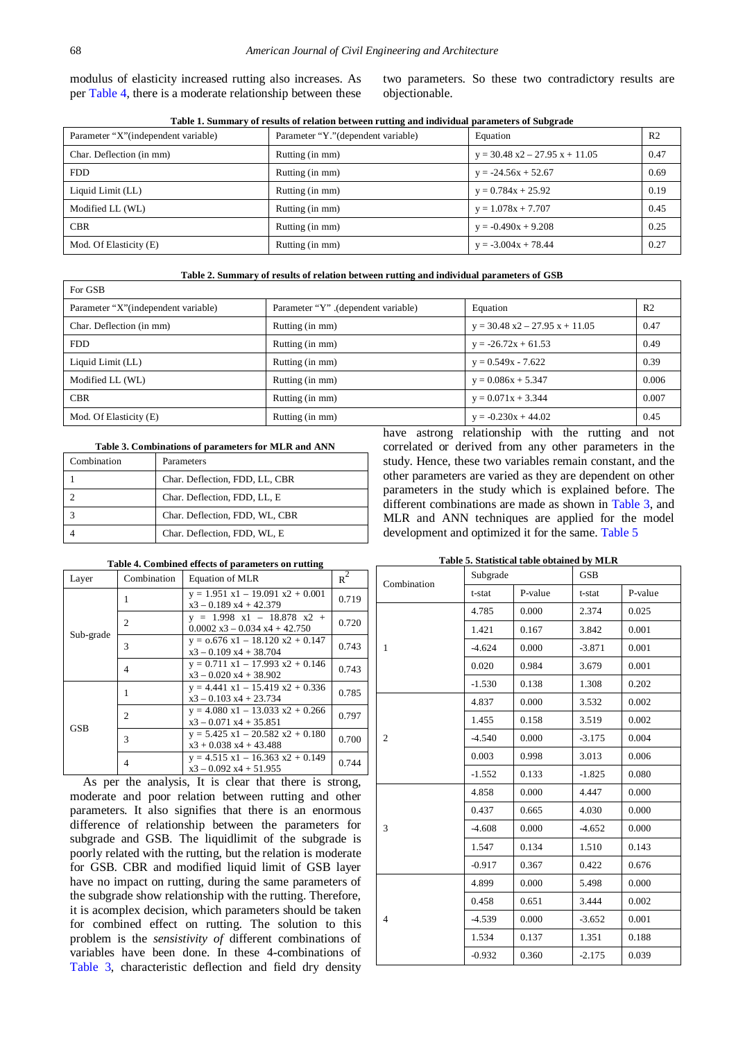modulus of elasticity increased rutting also increases. As per Table 4, there is a moderate relationship between these two parameters. So these two contradictory results are objectionable.

**Table 1. Summary of results of relation between rutting and individual parameters of Subgrade**

| Parameter "X"(independent variable) | Parameter "Y."(dependent variable) | Equation | R2 |
|---|---|---|---|
| Char. Deflection (in mm) | Rutting (in mm) | $y = 30.48\ x2 – 27.95\ x + 11.05$ | 0.47 |
| FDD | Rutting (in mm) | $y = -24.56x + 52.67$ | 0.69 |
| Liquid Limit (LL) | Rutting (in mm) | $y = 0.784x + 25.92$ | 0.19 |
| Modified LL (WL) | Rutting (in mm) | $y = 1.078x + 7.707$ | 0.45 |
| CBR | Rutting (in mm) | $y = -0.490x + 9.208$ | 0.25 |
| Mod. Of Elasticity (E) | Rutting (in mm) | $y = -3.004x + 78.44$ | 0.27 |

**Table 2. Summary of results of relation between rutting and individual parameters of GSB**

| For GSB | | | |
|---|---|---|---|
| Parameter "X"(independent variable) | Parameter "Y" .(dependent variable) | Equation | R2 |
| Char. Deflection (in mm) | Rutting (in mm) | $y = 30.48\ x2 – 27.95\ x + 11.05$ | 0.47 |
| FDD | Rutting (in mm) | $y = -26.72x + 61.53$ | 0.49 |
| Liquid Limit (LL) | Rutting (in mm) | $y = 0.549x - 7.622$ | 0.39 |
| Modified LL (WL) | Rutting (in mm) | $y = 0.086x + 5.347$ | 0.006 |
| CBR | Rutting (in mm) | $y = 0.071x + 3.344$ | 0.007 |
| Mod. Of Elasticity (E) | Rutting (in mm) | $y = -0.230x + 44.02$ | 0.45 |

**Table 3. Combinations of parameters for MLR and ANN**

| Combination | Parameters |
|---|---|
| 1 | Char. Deflection, FDD, LL, CBR |
| 2 | Char. Deflection, FDD, LL, E |
| 3 | Char. Deflection, FDD, WL, CBR |
| 4 | Char. Deflection, FDD, WL, E |

**Table 4. Combined effects of parameters on rutting**

| Layer | Combination | Equation of MLR | $R^2$ |
|---|---|---|---|
| Sub-grade | 1 | $y = 1.951\ x1 – 19.091\ x2 + 0.001\ x3 – 0.189\ x4 + 42.379$ | 0.719 |
| | 2 | $y = 1.998\ x1 – 18.878\ x2 + 0.0002\ x3 – 0.034\ x4 + 42.750$ | 0.720 |
| | 3 | $y = 0.676\ x1 – 18.120\ x2 + 0.147\ x3 – 0.109\ x4 + 38.704$ | 0.743 |
| | 4 | $y = 0.711\ x1 – 17.993\ x2 + 0.146\ x3 – 0.020\ x4 + 38.902$ | 0.743 |
| GSB | 1 | $y = 4.441\ x1 – 15.419\ x2 + 0.336\ x3 – 0.103\ x4 + 23.734$ | 0.785 |
| | 2 | $y = 4.080\ x1 – 13.033\ x2 + 0.266\ x3 – 0.071\ x4 + 35.851$ | 0.797 |
| | 3 | $y = 5.425\ x1 – 20.582\ x2 + 0.180\ x3 + 0.038\ x4 + 43.488$ | 0.700 |
| | 4 | $y = 4.515\ x1 – 16.363\ x2 + 0.149\ x3 – 0.092\ x4 + 51.955$ | 0.744 |

As per the analysis, It is clear that there is strong, moderate and poor relation between rutting and other parameters. It also signifies that there is an enormous difference of relationship between the parameters for subgrade and GSB. The liquidlimit of the subgrade is poorly related with the rutting, but the relation is moderate for GSB. CBR and modified liquid limit of GSB layer have no impact on rutting, during the same parameters of the subgrade show relationship with the rutting. Therefore, it is acomplex decision, which parameters should be taken for combined effect on rutting. The solution to this problem is the *sensistivity of* different combinations of variables have been done. In these 4-combinations of Table 3, characteristic deflection and field dry density have astrong relationship with the rutting and not correlated or derived from any other parameters in the study. Hence, these two variables remain constant, and the other parameters are varied as they are dependent on other parameters in the study which is explained before. The different combinations are made as shown in Table 3, and MLR and ANN techniques are applied for the model development and optimized it for the same. Table 5

**Table 5. Statistical table obtained by MLR**

| Combination | Subgrade | | GSB | |
|---|---|---|---|---|
| | t-stat | P-value | t-stat | P-value |
| 1 | 4.785 | 0.000 | 2.374 | 0.025 |
| | 1.421 | 0.167 | 3.842 | 0.001 |
| | -4.624 | 0.000 | -3.871 | 0.001 |
| | 0.020 | 0.984 | 3.679 | 0.001 |
| | -1.530 | 0.138 | 1.308 | 0.202 |
| 2 | 4.837 | 0.000 | 3.532 | 0.002 |
| | 1.455 | 0.158 | 3.519 | 0.002 |
| | -4.540 | 0.000 | -3.175 | 0.004 |
| | 0.003 | 0.998 | 3.013 | 0.006 |
| | -1.552 | 0.133 | -1.825 | 0.080 |
| 3 | 4.858 | 0.000 | 4.447 | 0.000 |
| | 0.437 | 0.665 | 4.030 | 0.000 |
| | -4.608 | 0.000 | -4.652 | 0.000 |
| | 1.547 | 0.134 | 1.510 | 0.143 |
| | -0.917 | 0.367 | 0.422 | 0.676 |
| 4 | 4.899 | 0.000 | 5.498 | 0.000 |
| | 0.458 | 0.651 | 3.444 | 0.002 |
| | -4.539 | 0.000 | -3.652 | 0.001 |
| | 1.534 | 0.137 | 1.351 | 0.188 |
| | -0.932 | 0.360 | -2.175 | 0.039 |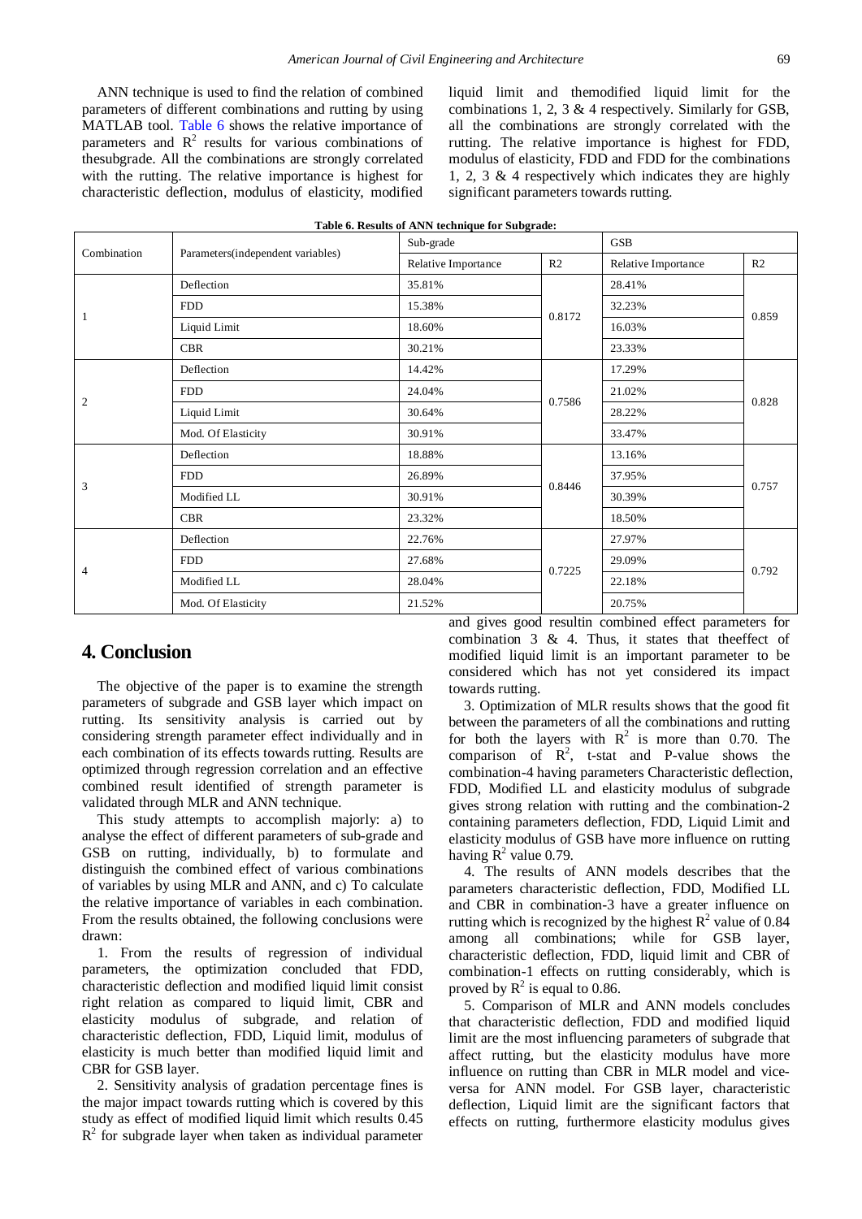ANN technique is used to find the relation of combined parameters of different combinations and rutting by using MATLAB tool. Table 6 shows the relative importance of parameters and $R^2$ results for various combinations of thesubgrade. All the combinations are strongly correlated with the rutting. The relative importance is highest for characteristic deflection, modulus of elasticity, modified liquid limit and themodified liquid limit for the combinations 1, 2, 3 & 4 respectively. Similarly for GSB, all the combinations are strongly correlated with the rutting. The relative importance is highest for FDD, modulus of elasticity, FDD and FDD for the combinations 1, 2, 3 & 4 respectively which indicates they are highly significant parameters towards rutting.

**Table 6. Results of ANN technique for Subgrade:**

| Combination | Parameters(independent variables) | Sub-grade | | GSB | |
|---|---|---|---|---|---|
| | | Relative Importance | R2 | Relative Importance | R2 |
| 1 | Deflection | 35.81% | 0.8172 | 28.41% | 0.859 |
| | FDD | 15.38% | | 32.23% | |
| | Liquid Limit | 18.60% | | 16.03% | |
| | CBR | 30.21% | | 23.33% | |
| 2 | Deflection | 14.42% | 0.7586 | 17.29% | 0.828 |
| | FDD | 24.04% | | 21.02% | |
| | Liquid Limit | 30.64% | | 28.22% | |
| | Mod. Of Elasticity | 30.91% | | 33.47% | |
| 3 | Deflection | 18.88% | 0.8446 | 13.16% | 0.757 |
| | FDD | 26.89% | | 37.95% | |
| | Modified LL | 30.91% | | 30.39% | |
| | CBR | 23.32% | | 18.50% | |
| 4 | Deflection | 22.76% | 0.7225 | 27.97% | 0.792 |
| | FDD | 27.68% | | 29.09% | |
| | Modified LL | 28.04% | | 22.18% | |
| | Mod. Of Elasticity | 21.52% | | 20.75% | |

## 4. Conclusion

The objective of the paper is to examine the strength parameters of subgrade and GSB layer which impact on rutting. Its sensitivity analysis is carried out by considering strength parameter effect individually and in each combination of its effects towards rutting. Results are optimized through regression correlation and an effective combined result identified of strength parameter is validated through MLR and ANN technique.

This study attempts to accomplish majorly: a) to analyse the effect of different parameters of sub-grade and GSB on rutting, individually, b) to formulate and distinguish the combined effect of various combinations of variables by using MLR and ANN, and c) To calculate the relative importance of variables in each combination. From the results obtained, the following conclusions were drawn:

1. From the results of regression of individual parameters, the optimization concluded that FDD, characteristic deflection and modified liquid limit consist right relation as compared to liquid limit, CBR and elasticity modulus of subgrade, and relation of characteristic deflection, FDD, Liquid limit, modulus of elasticity is much better than modified liquid limit and CBR for GSB layer.

2. Sensitivity analysis of gradation percentage fines is the major impact towards rutting which is covered by this study as effect of modified liquid limit which results 0.45 $R^2$ for subgrade layer when taken as individual parameter and gives good resultin combined effect parameters for combination 3 & 4. Thus, it states that theeffect of modified liquid limit is an important parameter to be considered which has not yet considered its impact towards rutting.

3. Optimization of MLR results shows that the good fit between the parameters of all the combinations and rutting for both the layers with $R^2$ is more than 0.70. The comparison of $R^2$, t-stat and P-value shows the combination-4 having parameters Characteristic deflection, FDD, Modified LL and elasticity modulus of subgrade gives strong relation with rutting and the combination-2 containing parameters deflection, FDD, Liquid Limit and elasticity modulus of GSB have more influence on rutting having $R^2$ value 0.79.

4. The results of ANN models describes that the parameters characteristic deflection, FDD, Modified LL and CBR in combination-3 have a greater influence on rutting which is recognized by the highest $R^2$ value of 0.84 among all combinations; while for GSB layer, characteristic deflection, FDD, liquid limit and CBR of combination-1 effects on rutting considerably, which is proved by $R^2$ is equal to 0.86.

5. Comparison of MLR and ANN models concludes that characteristic deflection, FDD and modified liquid limit are the most influencing parameters of subgrade that affect rutting, but the elasticity modulus have more influence on rutting than CBR in MLR model and vice-versa for ANN model. For GSB layer, characteristic deflection, Liquid limit are the significant factors that effects on rutting, furthermore elasticity modulus gives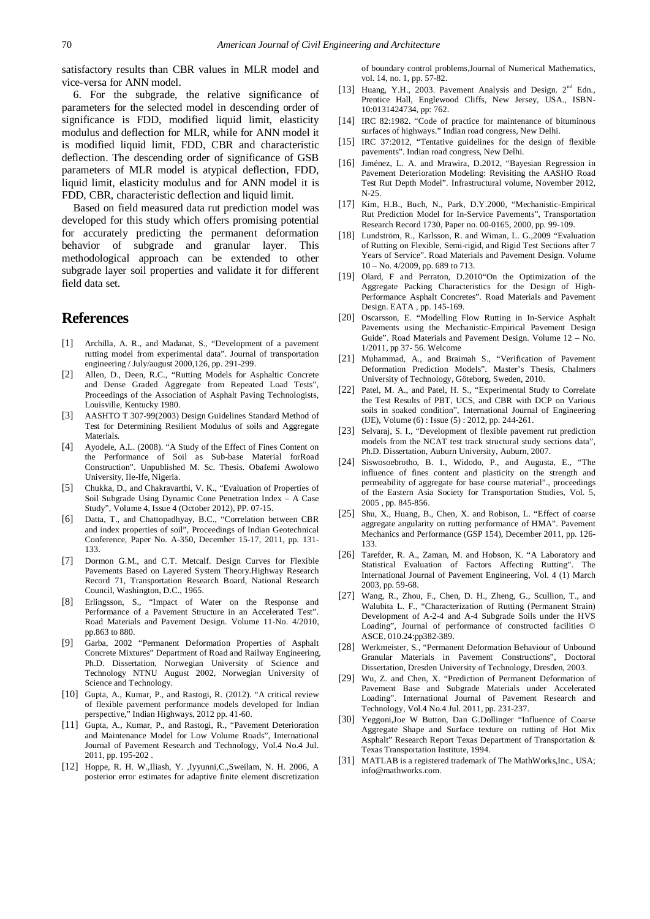satisfactory results than CBR values in MLR model and vice-versa for ANN model.

6. For the subgrade, the relative significance of parameters for the selected model in descending order of significance is FDD, modified liquid limit, elasticity modulus and deflection for MLR, while for ANN model it is modified liquid limit, FDD, CBR and characteristic deflection. The descending order of significance of GSB parameters of MLR model is atypical deflection, FDD, liquid limit, elasticity modulus and for ANN model it is FDD, CBR, characteristic deflection and liquid limit.

Based on field measured data rut prediction model was developed for this study which offers promising potential for accurately predicting the permanent deformation behavior of subgrade and granular layer. This methodological approach can be extended to other subgrade layer soil properties and validate it for different field data set.

# References

[1] Archilla, A. R., and Madanat, S., "Development of a pavement rutting model from experimental data". Journal of transportation engineering / July/august 2000,126, pp. 291-299.

[2] Allen, D., Deen, R.C., "Rutting Models for Asphaltic Concrete and Dense Graded Aggregate from Repeated Load Tests", Proceedings of the Association of Asphalt Paving Technologists, Louisville, Kentucky 1980.

[3] AASHTO T 307-99(2003) Design Guidelines Standard Method of Test for Determining Resilient Modulus of soils and Aggregate Materials.

[4] Ayodele, A.L. (2008). "A Study of the Effect of Fines Content on the Performance of Soil as Sub-base Material forRoad Construction". Unpublished M. Sc. Thesis. Obafemi Awolowo University, Ile-Ife, Nigeria.

[5] Chukka, D., and Chakravarthi, V. K., "Evaluation of Properties of Soil Subgrade Using Dynamic Cone Penetration Index – A Case Study", Volume 4, Issue 4 (October 2012), PP. 07-15.

[6] Datta, T., and Chattopadhyay, B.C., "Correlation between CBR and index properties of soil", Proceedings of Indian Geotechnical Conference, Paper No. A-350, December 15-17, 2011, pp. 131-133.

[7] Dormon G.M., and C.T. Metcalf. Design Curves for Flexible Pavements Based on Layered System Theory.Highway Research Record 71, Transportation Research Board, National Research Council, Washington, D.C., 1965.

[8] Erlingsson, S., "Impact of Water on the Response and Performance of a Pavement Structure in an Accelerated Test". Road Materials and Pavement Design. Volume 11-No. 4/2010, pp.863 to 880.

[9] Garba, 2002 "Permanent Deformation Properties of Asphalt Concrete Mixtures" Department of Road and Railway Engineering, Ph.D. Dissertation, Norwegian University of Science and Technology NTNU August 2002, Norwegian University of Science and Technology.

[10] Gupta, A., Kumar, P., and Rastogi, R. (2012). "A critical review of flexible pavement performance models developed for Indian perspective," Indian Highways, 2012 pp. 41-60.

[11] Gupta, A., Kumar, P., and Rastogi, R., "Pavement Deterioration and Maintenance Model for Low Volume Roads", International Journal of Pavement Research and Technology, Vol.4 No.4 Jul. 2011, pp. 195-202 .

[12] Hoppe, R. H. W.,Iliash, Y. ,Iyyunni,C.,Sweilam, N. H. 2006, A posterior error estimates for adaptive finite element discretization of boundary control problems,Journal of Numerical Mathematics, vol. 14, no. 1, pp. 57-82.

[13] Huang, Y.H., 2003. Pavement Analysis and Design. 2nd Edn., Prentice Hall, Englewood Cliffs, New Jersey, USA., ISBN-10:0131424734, pp: 762.

[14] IRC 82:1982. "Code of practice for maintenance of bituminous surfaces of highways." Indian road congress, New Delhi.

[15] IRC 37:2012, "Tentative guidelines for the design of flexible pavements". Indian road congress, New Delhi.

[16] Jiménez, L. A. and Mrawira, D.2012, "Bayesian Regression in Pavement Deterioration Modeling: Revisiting the AASHO Road Test Rut Depth Model". Infrastructural volume, November 2012, N-25.

[17] Kim, H.B., Buch, N., Park, D.Y.2000, "Mechanistic-Empirical Rut Prediction Model for In-Service Pavements", Transportation Research Record 1730, Paper no. 00-0165, 2000, pp. 99-109.

[18] Lundström, R., Karlsson, R. and Wiman, L. G.,2009 "Evaluation of Rutting on Flexible, Semi-rigid, and Rigid Test Sections after 7 Years of Service". Road Materials and Pavement Design. Volume 10 – No. 4/2009, pp. 689 to 713.

[19] Olard, F and Perraton, D.2010"On the Optimization of the Aggregate Packing Characteristics for the Design of High-Performance Asphalt Concretes". Road Materials and Pavement Design. EATA , pp. 145-169.

[20] Oscarsson, E. "Modelling Flow Rutting in In-Service Asphalt Pavements using the Mechanistic-Empirical Pavement Design Guide". Road Materials and Pavement Design. Volume 12 – No. 1/2011, pp 37- 56. Welcome

[21] Muhammad, A., and Braimah S., "Verification of Pavement Deformation Prediction Models". Master's Thesis, Chalmers University of Technology, Göteborg, Sweden, 2010.

[22] Patel, M. A., and Patel, H. S., "Experimental Study to Correlate the Test Results of PBT, UCS, and CBR with DCP on Various soils in soaked condition", International Journal of Engineering (IJE), Volume (6) : Issue (5) : 2012, pp. 244-261.

[23] Selvaraj, S. I., "Development of flexible pavement rut prediction models from the NCAT test track structural study sections data", Ph.D. Dissertation, Auburn University, Auburn, 2007.

[24] Siswosoebrotho, B. I., Widodo, P., and Augusta, E., "The influence of fines content and plasticity on the strength and permeability of aggregate for base course material"., proceedings of the Eastern Asia Society for Transportation Studies, Vol. 5, 2005 , pp. 845-856.

[25] Shu, X., Huang, B., Chen, X. and Robison, L. "Effect of coarse aggregate angularity on rutting performance of HMA". Pavement Mechanics and Performance (GSP 154), December 2011, pp. 126-133.

[26] Tarefder, R. A., Zaman, M. and Hobson, K. "A Laboratory and Statistical Evaluation of Factors Affecting Rutting". The International Journal of Pavement Engineering, Vol. 4 (1) March 2003, pp. 59-68.

[27] Wang, R., Zhou, F., Chen, D. H., Zheng, G., Scullion, T., and Walubita L. F., "Characterization of Rutting (Permanent Strain) Development of A-2-4 and A-4 Subgrade Soils under the HVS Loading", Journal of performance of constructed facilities © ASCE, 010.24:pp382-389.

[28] Werkmeister, S., "Permanent Deformation Behaviour of Unbound Granular Materials in Pavement Constructions", Doctoral Dissertation, Dresden University of Technology, Dresden, 2003.

[29] Wu, Z. and Chen, X. "Prediction of Permanent Deformation of Pavement Base and Subgrade Materials under Accelerated Loading". International Journal of Pavement Research and Technology, Vol.4 No.4 Jul. 2011, pp. 231-237.

[30] Yeggoni,Joe W Button, Dan G.Dollinger "Influence of Coarse Aggregate Shape and Surface texture on rutting of Hot Mix Asphalt" Research Report Texas Department of Transportation & Texas Transportation Institute, 1994.

[31] MATLAB is a registered trademark of The MathWorks,Inc., USA; info@mathworks.com.